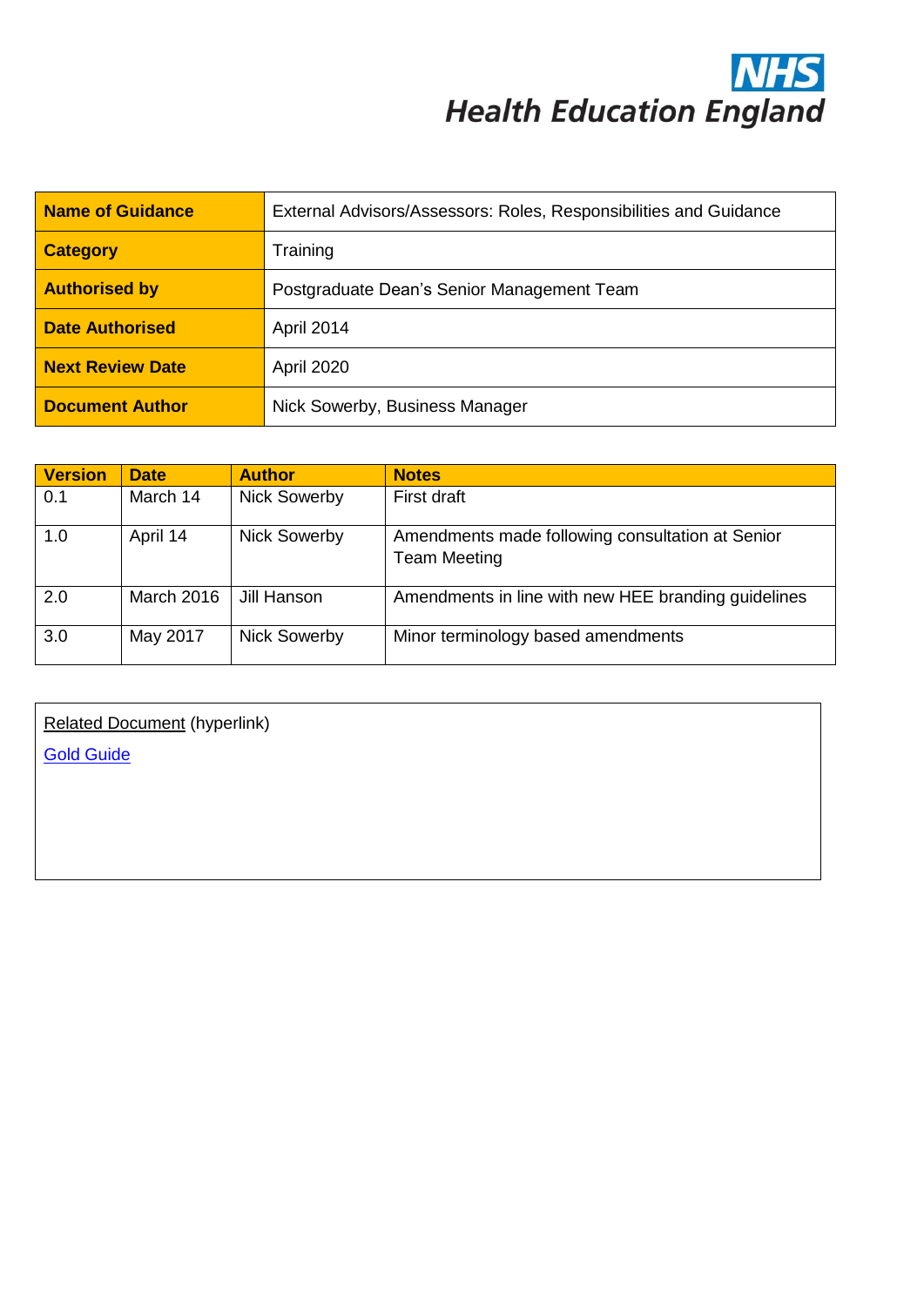NHS
Health Education England

| Name of Guidance | External Advisors/Assessors: Roles, Responsibilities and Guidance |
|---|---|
| Category | Training |
| Authorised by | Postgraduate Dean's Senior Management Team |
| Date Authorised | April 2014 |
| Next Review Date | April 2020 |
| Document Author | Nick Sowerby, Business Manager |

| Version | Date | Author | Notes |
|---|---|---|---|
| 0.1 | March 14 | Nick Sowerby | First draft |
| 1.0 | April 14 | Nick Sowerby | Amendments made following consultation at Senior Team Meeting |
| 2.0 | March 2016 | Jill Hanson | Amendments in line with new HEE branding guidelines |
| 3.0 | May 2017 | Nick Sowerby | Minor terminology based amendments |

Related Document (hyperlink)

Gold Guide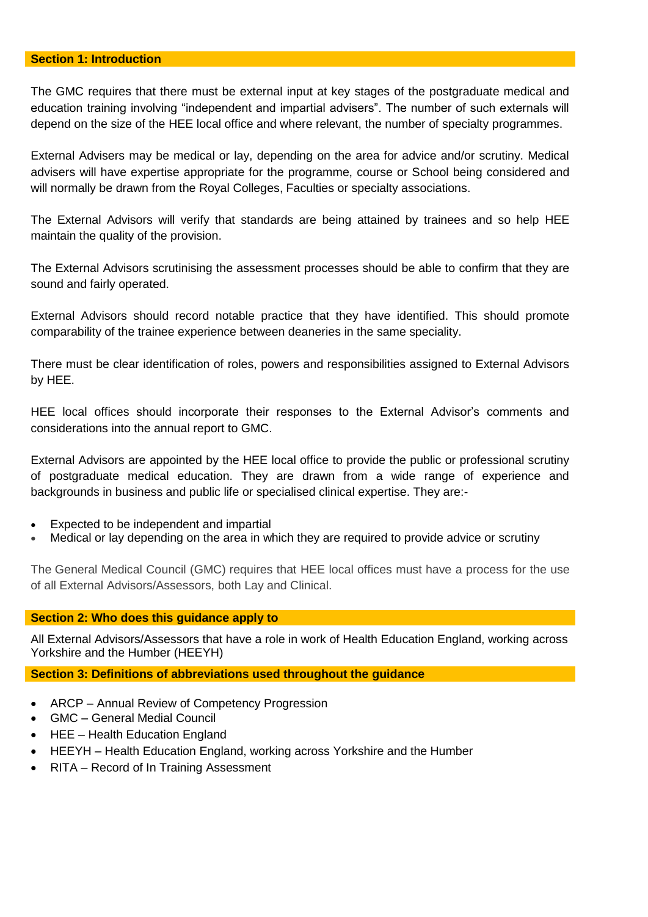## Section 1: Introduction

The GMC requires that there must be external input at key stages of the postgraduate medical and education training involving “independent and impartial advisers”. The number of such externals will depend on the size of the HEE local office and where relevant, the number of specialty programmes.

External Advisers may be medical or lay, depending on the area for advice and/or scrutiny. Medical advisers will have expertise appropriate for the programme, course or School being considered and will normally be drawn from the Royal Colleges, Faculties or specialty associations.

The External Advisors will verify that standards are being attained by trainees and so help HEE maintain the quality of the provision.

The External Advisors scrutinising the assessment processes should be able to confirm that they are sound and fairly operated.

External Advisors should record notable practice that they have identified. This should promote comparability of the trainee experience between deaneries in the same speciality.

There must be clear identification of roles, powers and responsibilities assigned to External Advisors by HEE.

HEE local offices should incorporate their responses to the External Advisor’s comments and considerations into the annual report to GMC.

External Advisors are appointed by the HEE local office to provide the public or professional scrutiny of postgraduate medical education. They are drawn from a wide range of experience and backgrounds in business and public life or specialised clinical expertise. They are:-

- Expected to be independent and impartial
- Medical or lay depending on the area in which they are required to provide advice or scrutiny

The General Medical Council (GMC) requires that HEE local offices must have a process for the use of all External Advisors/Assessors, both Lay and Clinical.

## Section 2: Who does this guidance apply to

All External Advisors/Assessors that have a role in work of Health Education England, working across Yorkshire and the Humber (HEEYH)

## Section 3: Definitions of abbreviations used throughout the guidance

- ARCP – Annual Review of Competency Progression
- GMC – General Medial Council
- HEE – Health Education England
- HEEYH – Health Education England, working across Yorkshire and the Humber
- RITA – Record of In Training Assessment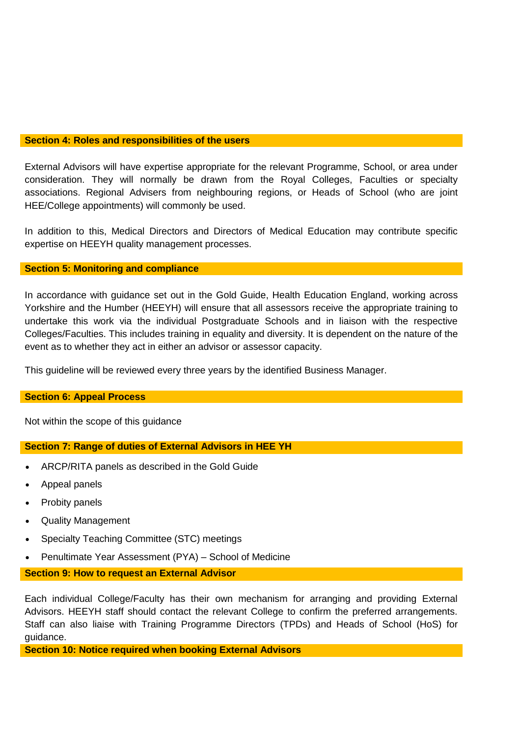## Section 4: Roles and responsibilities of the users

External Advisors will have expertise appropriate for the relevant Programme, School, or area under consideration. They will normally be drawn from the Royal Colleges, Faculties or specialty associations. Regional Advisers from neighbouring regions, or Heads of School (who are joint HEE/College appointments) will commonly be used.

In addition to this, Medical Directors and Directors of Medical Education may contribute specific expertise on HEEYH quality management processes.

## Section 5: Monitoring and compliance

In accordance with guidance set out in the Gold Guide, Health Education England, working across Yorkshire and the Humber (HEEYH) will ensure that all assessors receive the appropriate training to undertake this work via the individual Postgraduate Schools and in liaison with the respective Colleges/Faculties. This includes training in equality and diversity. It is dependent on the nature of the event as to whether they act in either an advisor or assessor capacity.

This guideline will be reviewed every three years by the identified Business Manager.

## Section 6: Appeal Process

Not within the scope of this guidance

## Section 7: Range of duties of External Advisors in HEE YH

- ARCP/RITA panels as described in the Gold Guide
- Appeal panels
- Probity panels
- Quality Management
- Specialty Teaching Committee (STC) meetings
- Penultimate Year Assessment (PYA) – School of Medicine

## Section 9: How to request an External Advisor

Each individual College/Faculty has their own mechanism for arranging and providing External Advisors. HEEYH staff should contact the relevant College to confirm the preferred arrangements. Staff can also liaise with Training Programme Directors (TPDs) and Heads of School (HoS) for guidance.

## Section 10: Notice required when booking External Advisors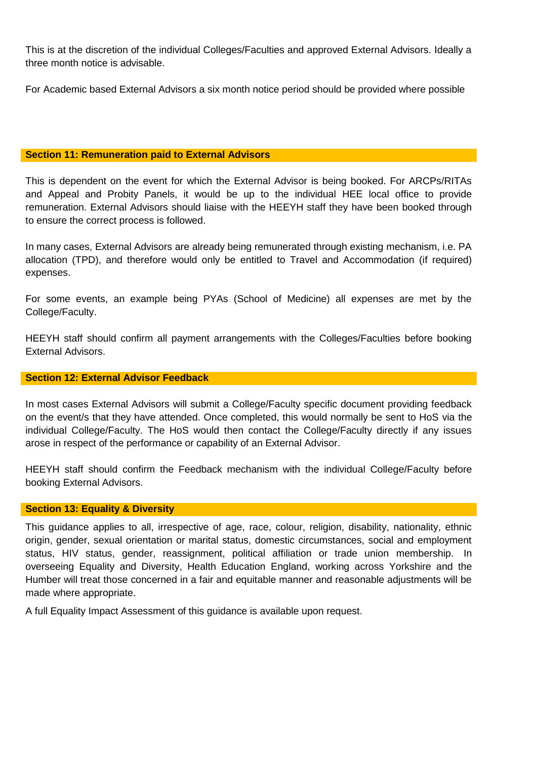This is at the discretion of the individual Colleges/Faculties and approved External Advisors. Ideally a three month notice is advisable.

For Academic based External Advisors a six month notice period should be provided where possible

## Section 11: Remuneration paid to External Advisors

This is dependent on the event for which the External Advisor is being booked. For ARCPs/RITAs and Appeal and Probity Panels, it would be up to the individual HEE local office to provide remuneration. External Advisors should liaise with the HEEYH staff they have been booked through to ensure the correct process is followed.

In many cases, External Advisors are already being remunerated through existing mechanism, i.e. PA allocation (TPD), and therefore would only be entitled to Travel and Accommodation (if required) expenses.

For some events, an example being PYAs (School of Medicine) all expenses are met by the College/Faculty.

HEEYH staff should confirm all payment arrangements with the Colleges/Faculties before booking External Advisors.

## Section 12: External Advisor Feedback

In most cases External Advisors will submit a College/Faculty specific document providing feedback on the event/s that they have attended. Once completed, this would normally be sent to HoS via the individual College/Faculty. The HoS would then contact the College/Faculty directly if any issues arose in respect of the performance or capability of an External Advisor.

HEEYH staff should confirm the Feedback mechanism with the individual College/Faculty before booking External Advisors.

## Section 13: Equality & Diversity

This guidance applies to all, irrespective of age, race, colour, religion, disability, nationality, ethnic origin, gender, sexual orientation or marital status, domestic circumstances, social and employment status, HIV status, gender, reassignment, political affiliation or trade union membership. In overseeing Equality and Diversity, Health Education England, working across Yorkshire and the Humber will treat those concerned in a fair and equitable manner and reasonable adjustments will be made where appropriate.

A full Equality Impact Assessment of this guidance is available upon request.